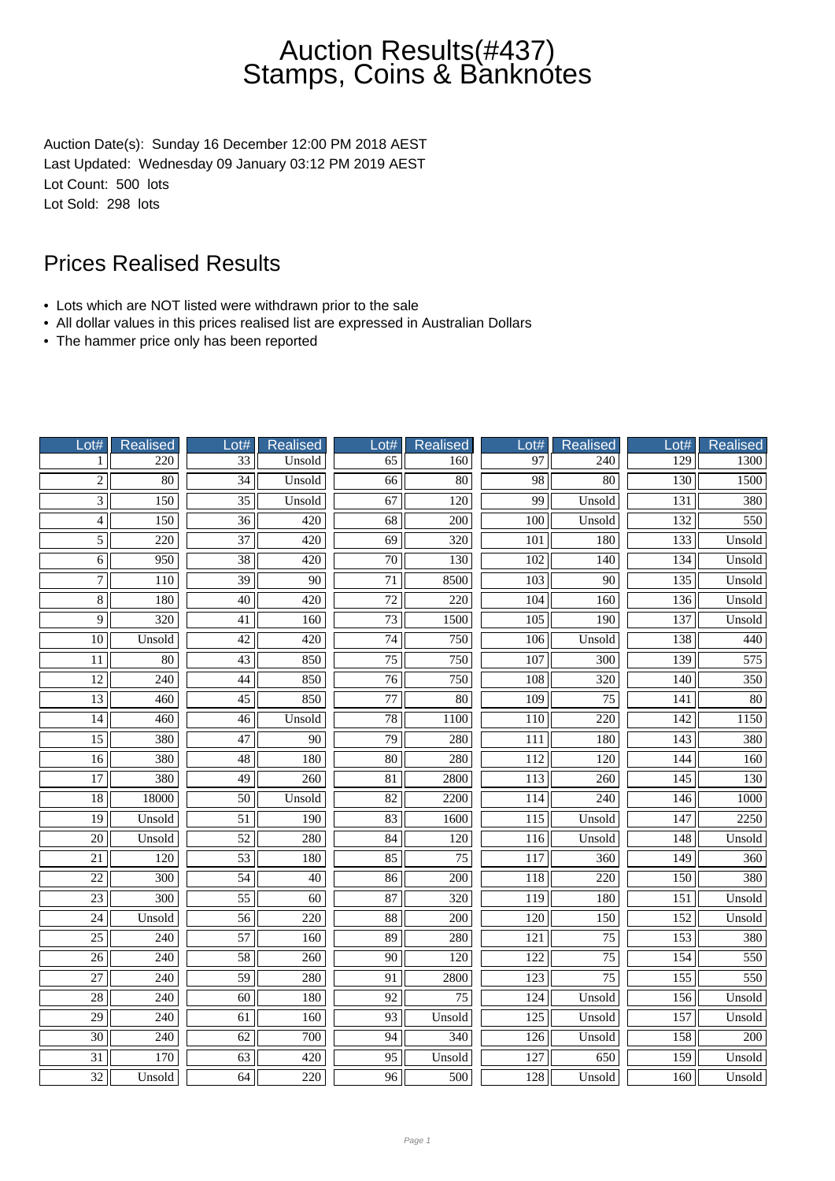# Auction Results(#437)
# Stamps, Coins & Banknotes

Auction Date(s): Sunday 16 December 12:00 PM 2018 AEST
Last Updated: Wednesday 09 January 03:12 PM 2019 AEST
Lot Count: 500 lots
Lot Sold: 298 lots

## Prices Realised Results

- Lots which are NOT listed were withdrawn prior to the sale
- All dollar values in this prices realised list are expressed in Australian Dollars
- The hammer price only has been reported

| Lot# | Realised | Lot# | Realised | Lot# | Realised | Lot# | Realised | Lot# | Realised |
|---|---|---|---|---|---|---|---|---|---|
| 1 | 220 | 33 | Unsold | 65 | 160 | 97 | 240 | 129 | 1300 |
| 2 | 80 | 34 | Unsold | 66 | 80 | 98 | 80 | 130 | 1500 |
| 3 | 150 | 35 | Unsold | 67 | 120 | 99 | Unsold | 131 | 380 |
| 4 | 150 | 36 | 420 | 68 | 200 | 100 | Unsold | 132 | 550 |
| 5 | 220 | 37 | 420 | 69 | 320 | 101 | 180 | 133 | Unsold |
| 6 | 950 | 38 | 420 | 70 | 130 | 102 | 140 | 134 | Unsold |
| 7 | 110 | 39 | 90 | 71 | 8500 | 103 | 90 | 135 | Unsold |
| 8 | 180 | 40 | 420 | 72 | 220 | 104 | 160 | 136 | Unsold |
| 9 | 320 | 41 | 160 | 73 | 1500 | 105 | 190 | 137 | Unsold |
| 10 | Unsold | 42 | 420 | 74 | 750 | 106 | Unsold | 138 | 440 |
| 11 | 80 | 43 | 850 | 75 | 750 | 107 | 300 | 139 | 575 |
| 12 | 240 | 44 | 850 | 76 | 750 | 108 | 320 | 140 | 350 |
| 13 | 460 | 45 | 850 | 77 | 80 | 109 | 75 | 141 | 80 |
| 14 | 460 | 46 | Unsold | 78 | 1100 | 110 | 220 | 142 | 1150 |
| 15 | 380 | 47 | 90 | 79 | 280 | 111 | 180 | 143 | 380 |
| 16 | 380 | 48 | 180 | 80 | 280 | 112 | 120 | 144 | 160 |
| 17 | 380 | 49 | 260 | 81 | 2800 | 113 | 260 | 145 | 130 |
| 18 | 18000 | 50 | Unsold | 82 | 2200 | 114 | 240 | 146 | 1000 |
| 19 | Unsold | 51 | 190 | 83 | 1600 | 115 | Unsold | 147 | 2250 |
| 20 | Unsold | 52 | 280 | 84 | 120 | 116 | Unsold | 148 | Unsold |
| 21 | 120 | 53 | 180 | 85 | 75 | 117 | 360 | 149 | 360 |
| 22 | 300 | 54 | 40 | 86 | 200 | 118 | 220 | 150 | 380 |
| 23 | 300 | 55 | 60 | 87 | 320 | 119 | 180 | 151 | Unsold |
| 24 | Unsold | 56 | 220 | 88 | 200 | 120 | 150 | 152 | Unsold |
| 25 | 240 | 57 | 160 | 89 | 280 | 121 | 75 | 153 | 380 |
| 26 | 240 | 58 | 260 | 90 | 120 | 122 | 75 | 154 | 550 |
| 27 | 240 | 59 | 280 | 91 | 2800 | 123 | 75 | 155 | 550 |
| 28 | 240 | 60 | 180 | 92 | 75 | 124 | Unsold | 156 | Unsold |
| 29 | 240 | 61 | 160 | 93 | Unsold | 125 | Unsold | 157 | Unsold |
| 30 | 240 | 62 | 700 | 94 | 340 | 126 | Unsold | 158 | 200 |
| 31 | 170 | 63 | 420 | 95 | Unsold | 127 | 650 | 159 | Unsold |
| 32 | Unsold | 64 | 220 | 96 | 500 | 128 | Unsold | 160 | Unsold |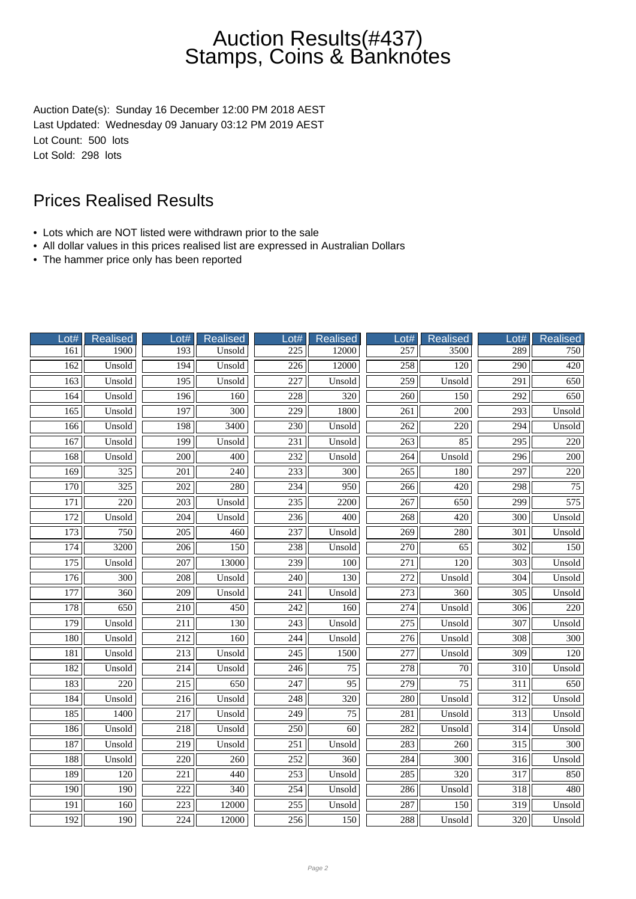# Auction Results(#437) Stamps, Coins & Banknotes

Auction Date(s): Sunday 16 December 12:00 PM 2018 AEST
Last Updated: Wednesday 09 January 03:12 PM 2019 AEST
Lot Count: 500 lots
Lot Sold: 298 lots

## Prices Realised Results

- Lots which are NOT listed were withdrawn prior to the sale
- All dollar values in this prices realised list are expressed in Australian Dollars
- The hammer price only has been reported

| Lot# | Realised | Lot# | Realised | Lot# | Realised | Lot# | Realised | Lot# | Realised |
|---|---|---|---|---|---|---|---|---|---|
| 161 | 1900 | 193 | Unsold | 225 | 12000 | 257 | 3500 | 289 | 750 |
| 162 | Unsold | 194 | Unsold | 226 | 12000 | 258 | 120 | 290 | 420 |
| 163 | Unsold | 195 | Unsold | 227 | Unsold | 259 | Unsold | 291 | 650 |
| 164 | Unsold | 196 | 160 | 228 | 320 | 260 | 150 | 292 | 650 |
| 165 | Unsold | 197 | 300 | 229 | 1800 | 261 | 200 | 293 | Unsold |
| 166 | Unsold | 198 | 3400 | 230 | Unsold | 262 | 220 | 294 | Unsold |
| 167 | Unsold | 199 | Unsold | 231 | Unsold | 263 | 85 | 295 | 220 |
| 168 | Unsold | 200 | 400 | 232 | Unsold | 264 | Unsold | 296 | 200 |
| 169 | 325 | 201 | 240 | 233 | 300 | 265 | 180 | 297 | 220 |
| 170 | 325 | 202 | 280 | 234 | 950 | 266 | 420 | 298 | 75 |
| 171 | 220 | 203 | Unsold | 235 | 2200 | 267 | 650 | 299 | 575 |
| 172 | Unsold | 204 | Unsold | 236 | 400 | 268 | 420 | 300 | Unsold |
| 173 | 750 | 205 | 460 | 237 | Unsold | 269 | 280 | 301 | Unsold |
| 174 | 3200 | 206 | 150 | 238 | Unsold | 270 | 65 | 302 | 150 |
| 175 | Unsold | 207 | 13000 | 239 | 100 | 271 | 120 | 303 | Unsold |
| 176 | 300 | 208 | Unsold | 240 | 130 | 272 | Unsold | 304 | Unsold |
| 177 | 360 | 209 | Unsold | 241 | Unsold | 273 | 360 | 305 | Unsold |
| 178 | 650 | 210 | 450 | 242 | 160 | 274 | Unsold | 306 | 220 |
| 179 | Unsold | 211 | 130 | 243 | Unsold | 275 | Unsold | 307 | Unsold |
| 180 | Unsold | 212 | 160 | 244 | Unsold | 276 | Unsold | 308 | 300 |
| 181 | Unsold | 213 | Unsold | 245 | 1500 | 277 | Unsold | 309 | 120 |
| 182 | Unsold | 214 | Unsold | 246 | 75 | 278 | 70 | 310 | Unsold |
| 183 | 220 | 215 | 650 | 247 | 95 | 279 | 75 | 311 | 650 |
| 184 | Unsold | 216 | Unsold | 248 | 320 | 280 | Unsold | 312 | Unsold |
| 185 | 1400 | 217 | Unsold | 249 | 75 | 281 | Unsold | 313 | Unsold |
| 186 | Unsold | 218 | Unsold | 250 | 60 | 282 | Unsold | 314 | Unsold |
| 187 | Unsold | 219 | Unsold | 251 | Unsold | 283 | 260 | 315 | 300 |
| 188 | Unsold | 220 | 260 | 252 | 360 | 284 | 300 | 316 | Unsold |
| 189 | 120 | 221 | 440 | 253 | Unsold | 285 | 320 | 317 | 850 |
| 190 | 190 | 222 | 340 | 254 | Unsold | 286 | Unsold | 318 | 480 |
| 191 | 160 | 223 | 12000 | 255 | Unsold | 287 | 150 | 319 | Unsold |
| 192 | 190 | 224 | 12000 | 256 | 150 | 288 | Unsold | 320 | Unsold |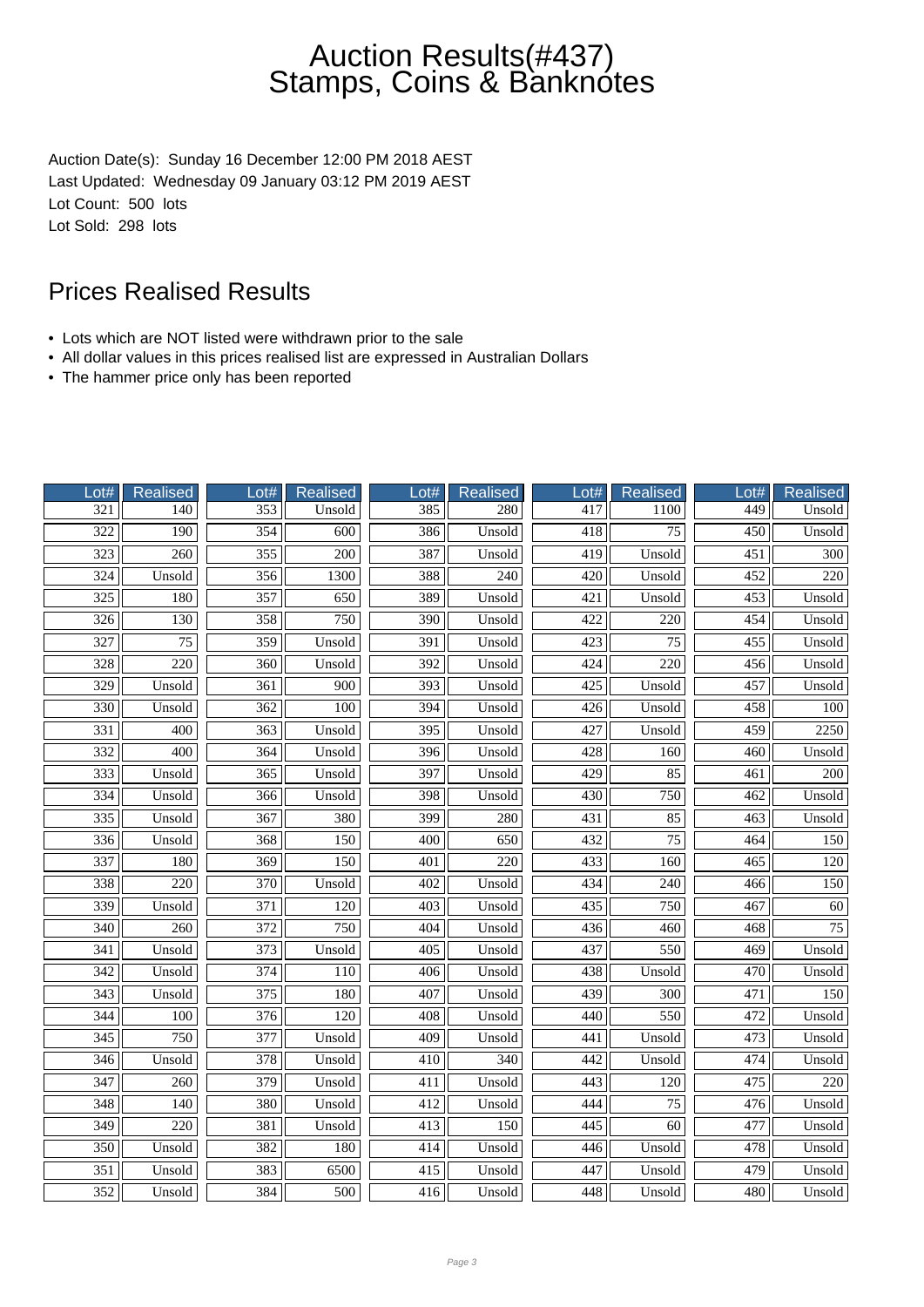# Auction Results(#437) Stamps, Coins & Banknotes

Auction Date(s): Sunday 16 December 12:00 PM 2018 AEST
Last Updated: Wednesday 09 January 03:12 PM 2019 AEST
Lot Count: 500 lots
Lot Sold: 298 lots

## Prices Realised Results

- Lots which are NOT listed were withdrawn prior to the sale
- All dollar values in this prices realised list are expressed in Australian Dollars
- The hammer price only has been reported

| Lot# | Realised | Lot# | Realised | Lot# | Realised | Lot# | Realised | Lot# | Realised |
|---|---|---|---|---|---|---|---|---|---|
| 321 | 140 | 353 | Unsold | 385 | 280 | 417 | 1100 | 449 | Unsold |
| 322 | 190 | 354 | 600 | 386 | Unsold | 418 | 75 | 450 | Unsold |
| 323 | 260 | 355 | 200 | 387 | Unsold | 419 | Unsold | 451 | 300 |
| 324 | Unsold | 356 | 1300 | 388 | 240 | 420 | Unsold | 452 | 220 |
| 325 | 180 | 357 | 650 | 389 | Unsold | 421 | Unsold | 453 | Unsold |
| 326 | 130 | 358 | 750 | 390 | Unsold | 422 | 220 | 454 | Unsold |
| 327 | 75 | 359 | Unsold | 391 | Unsold | 423 | 75 | 455 | Unsold |
| 328 | 220 | 360 | Unsold | 392 | Unsold | 424 | 220 | 456 | Unsold |
| 329 | Unsold | 361 | 900 | 393 | Unsold | 425 | Unsold | 457 | Unsold |
| 330 | Unsold | 362 | 100 | 394 | Unsold | 426 | Unsold | 458 | 100 |
| 331 | 400 | 363 | Unsold | 395 | Unsold | 427 | Unsold | 459 | 2250 |
| 332 | 400 | 364 | Unsold | 396 | Unsold | 428 | 160 | 460 | Unsold |
| 333 | Unsold | 365 | Unsold | 397 | Unsold | 429 | 85 | 461 | 200 |
| 334 | Unsold | 366 | Unsold | 398 | Unsold | 430 | 750 | 462 | Unsold |
| 335 | Unsold | 367 | 380 | 399 | 280 | 431 | 85 | 463 | Unsold |
| 336 | Unsold | 368 | 150 | 400 | 650 | 432 | 75 | 464 | 150 |
| 337 | 180 | 369 | 150 | 401 | 220 | 433 | 160 | 465 | 120 |
| 338 | 220 | 370 | Unsold | 402 | Unsold | 434 | 240 | 466 | 150 |
| 339 | Unsold | 371 | 120 | 403 | Unsold | 435 | 750 | 467 | 60 |
| 340 | 260 | 372 | 750 | 404 | Unsold | 436 | 460 | 468 | 75 |
| 341 | Unsold | 373 | Unsold | 405 | Unsold | 437 | 550 | 469 | Unsold |
| 342 | Unsold | 374 | 110 | 406 | Unsold | 438 | Unsold | 470 | Unsold |
| 343 | Unsold | 375 | 180 | 407 | Unsold | 439 | 300 | 471 | 150 |
| 344 | 100 | 376 | 120 | 408 | Unsold | 440 | 550 | 472 | Unsold |
| 345 | 750 | 377 | Unsold | 409 | Unsold | 441 | Unsold | 473 | Unsold |
| 346 | Unsold | 378 | Unsold | 410 | 340 | 442 | Unsold | 474 | Unsold |
| 347 | 260 | 379 | Unsold | 411 | Unsold | 443 | 120 | 475 | 220 |
| 348 | 140 | 380 | Unsold | 412 | Unsold | 444 | 75 | 476 | Unsold |
| 349 | 220 | 381 | Unsold | 413 | 150 | 445 | 60 | 477 | Unsold |
| 350 | Unsold | 382 | 180 | 414 | Unsold | 446 | Unsold | 478 | Unsold |
| 351 | Unsold | 383 | 6500 | 415 | Unsold | 447 | Unsold | 479 | Unsold |
| 352 | Unsold | 384 | 500 | 416 | Unsold | 448 | Unsold | 480 | Unsold |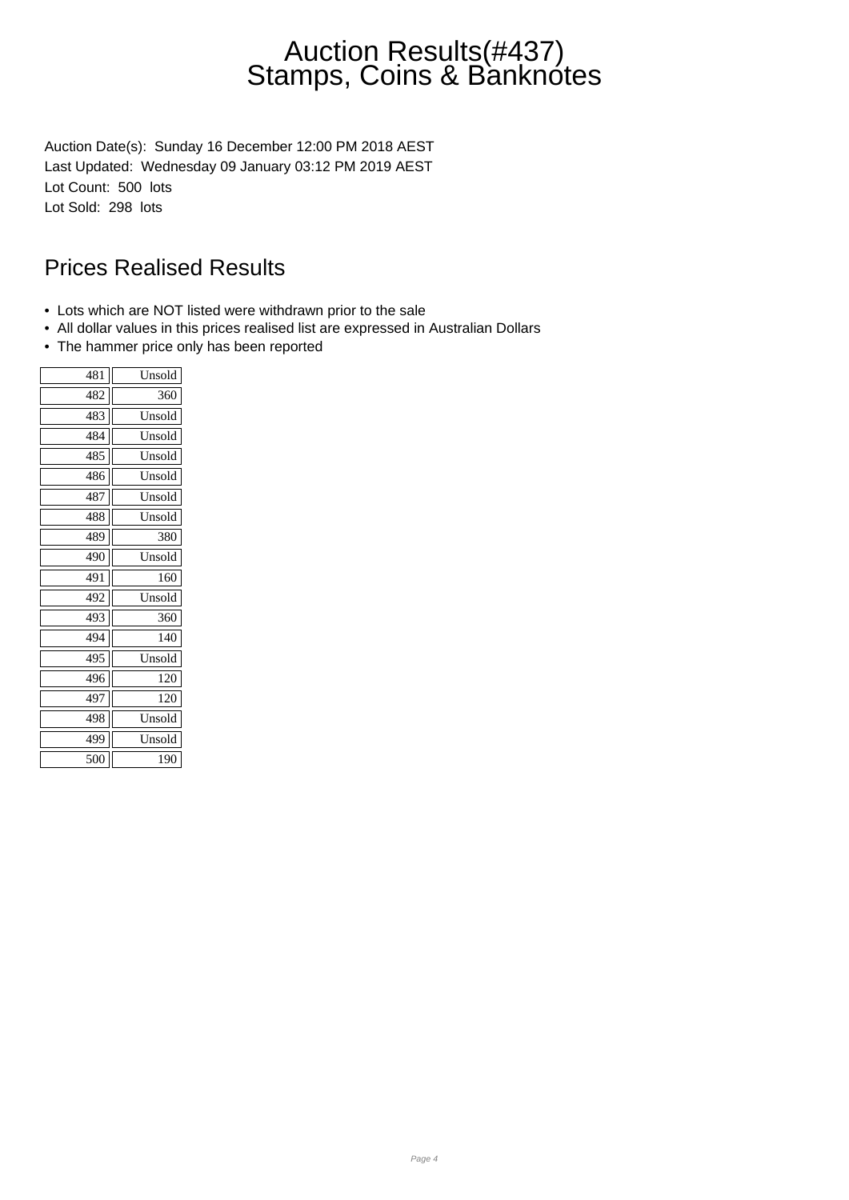# Auction Results(#437)
# Stamps, Coins & Banknotes

Auction Date(s): Sunday 16 December 12:00 PM 2018 AEST
Last Updated: Wednesday 09 January 03:12 PM 2019 AEST
Lot Count: 500 lots
Lot Sold: 298 lots

## Prices Realised Results

- Lots which are NOT listed were withdrawn prior to the sale
- All dollar values in this prices realised list are expressed in Australian Dollars
- The hammer price only has been reported

| | |
|---|---|
| 481 | Unsold |
| 482 | 360 |
| 483 | Unsold |
| 484 | Unsold |
| 485 | Unsold |
| 486 | Unsold |
| 487 | Unsold |
| 488 | Unsold |
| 489 | 380 |
| 490 | Unsold |
| 491 | 160 |
| 492 | Unsold |
| 493 | 360 |
| 494 | 140 |
| 495 | Unsold |
| 496 | 120 |
| 497 | 120 |
| 498 | Unsold |
| 499 | Unsold |
| 500 | 190 |